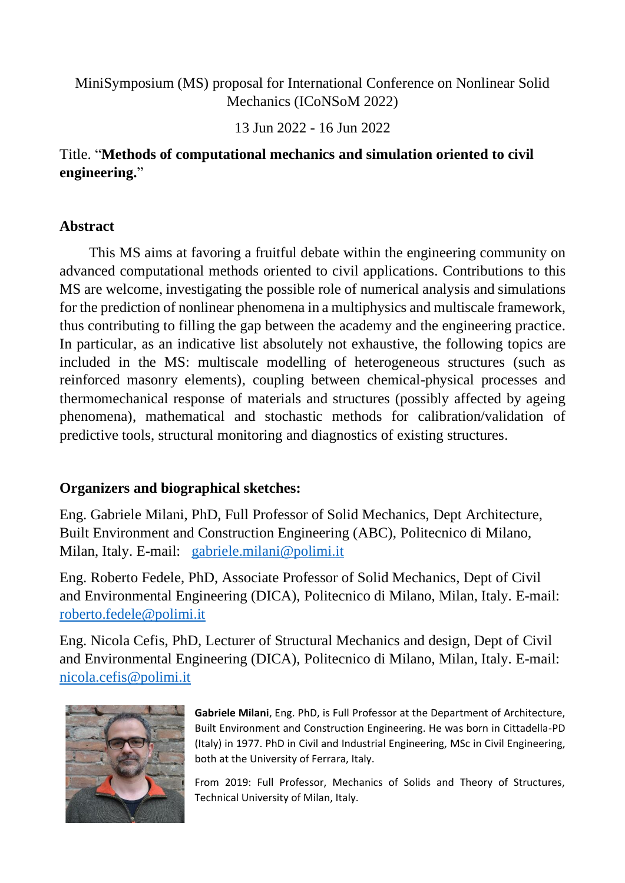MiniSymposium (MS) proposal for International Conference on Nonlinear Solid Mechanics (ICoNSoM 2022)

13 Jun 2022 - 16 Jun 2022

Title. "**Methods of computational mechanics and simulation oriented to civil engineering.**"

## Abstract

This MS aims at favoring a fruitful debate within the engineering community on advanced computational methods oriented to civil applications. Contributions to this MS are welcome, investigating the possible role of numerical analysis and simulations for the prediction of nonlinear phenomena in a multiphysics and multiscale framework, thus contributing to filling the gap between the academy and the engineering practice. In particular, as an indicative list absolutely not exhaustive, the following topics are included in the MS: multiscale modelling of heterogeneous structures (such as reinforced masonry elements), coupling between chemical-physical processes and thermomechanical response of materials and structures (possibly affected by ageing phenomena), mathematical and stochastic methods for calibration/validation of predictive tools, structural monitoring and diagnostics of existing structures.

## Organizers and biographical sketches:

Eng. Gabriele Milani, PhD, Full Professor of Solid Mechanics, Dept Architecture, Built Environment and Construction Engineering (ABC), Politecnico di Milano, Milan, Italy. E-mail: gabriele.milani@polimi.it

Eng. Roberto Fedele, PhD, Associate Professor of Solid Mechanics, Dept of Civil and Environmental Engineering (DICA), Politecnico di Milano, Milan, Italy. E-mail: roberto.fedele@polimi.it

Eng. Nicola Cefis, PhD, Lecturer of Structural Mechanics and design, Dept of Civil and Environmental Engineering (DICA), Politecnico di Milano, Milan, Italy. E-mail: nicola.cefis@polimi.it

**Gabriele Milani**, Eng. PhD, is Full Professor at the Department of Architecture, Built Environment and Construction Engineering. He was born in Cittadella-PD (Italy) in 1977. PhD in Civil and Industrial Engineering, MSc in Civil Engineering, both at the University of Ferrara, Italy.

From 2019: Full Professor, Mechanics of Solids and Theory of Structures, Technical University of Milan, Italy.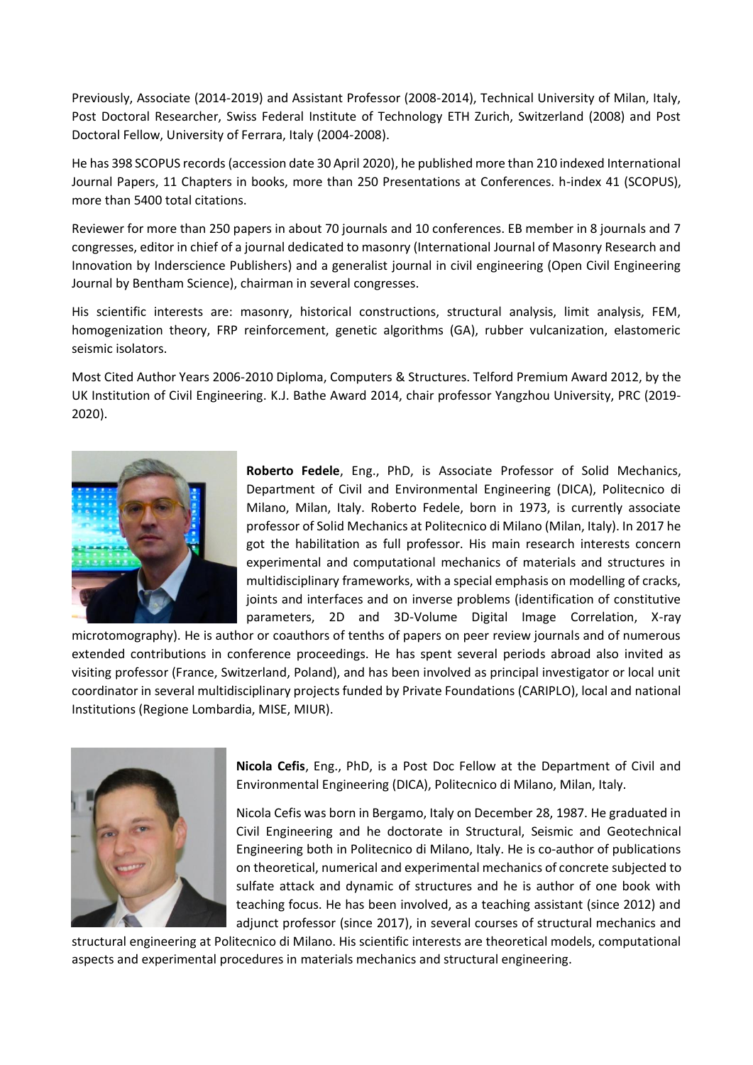Previously, Associate (2014-2019) and Assistant Professor (2008-2014), Technical University of Milan, Italy, Post Doctoral Researcher, Swiss Federal Institute of Technology ETH Zurich, Switzerland (2008) and Post Doctoral Fellow, University of Ferrara, Italy (2004-2008).

He has 398 SCOPUS records (accession date 30 April 2020), he published more than 210 indexed International Journal Papers, 11 Chapters in books, more than 250 Presentations at Conferences. h-index 41 (SCOPUS), more than 5400 total citations.

Reviewer for more than 250 papers in about 70 journals and 10 conferences. EB member in 8 journals and 7 congresses, editor in chief of a journal dedicated to masonry (International Journal of Masonry Research and Innovation by Inderscience Publishers) and a generalist journal in civil engineering (Open Civil Engineering Journal by Bentham Science), chairman in several congresses.

His scientific interests are: masonry, historical constructions, structural analysis, limit analysis, FEM, homogenization theory, FRP reinforcement, genetic algorithms (GA), rubber vulcanization, elastomeric seismic isolators.

Most Cited Author Years 2006-2010 Diploma, Computers & Structures. Telford Premium Award 2012, by the UK Institution of Civil Engineering. K.J. Bathe Award 2014, chair professor Yangzhou University, PRC (2019-2020).

**Roberto Fedele**, Eng., PhD, is Associate Professor of Solid Mechanics, Department of Civil and Environmental Engineering (DICA), Politecnico di Milano, Milan, Italy. Roberto Fedele, born in 1973, is currently associate professor of Solid Mechanics at Politecnico di Milano (Milan, Italy). In 2017 he got the habilitation as full professor. His main research interests concern experimental and computational mechanics of materials and structures in multidisciplinary frameworks, with a special emphasis on modelling of cracks, joints and interfaces and on inverse problems (identification of constitutive parameters, 2D and 3D-Volume Digital Image Correlation, X-ray microtomography). He is author or coauthors of tenths of papers on peer review journals and of numerous extended contributions in conference proceedings. He has spent several periods abroad also invited as visiting professor (France, Switzerland, Poland), and has been involved as principal investigator or local unit coordinator in several multidisciplinary projects funded by Private Foundations (CARIPLO), local and national Institutions (Regione Lombardia, MISE, MIUR).

**Nicola Cefis**, Eng., PhD, is a Post Doc Fellow at the Department of Civil and Environmental Engineering (DICA), Politecnico di Milano, Milan, Italy.

Nicola Cefis was born in Bergamo, Italy on December 28, 1987. He graduated in Civil Engineering and he doctorate in Structural, Seismic and Geotechnical Engineering both in Politecnico di Milano, Italy. He is co-author of publications on theoretical, numerical and experimental mechanics of concrete subjected to sulfate attack and dynamic of structures and he is author of one book with teaching focus. He has been involved, as a teaching assistant (since 2012) and adjunct professor (since 2017), in several courses of structural mechanics and structural engineering at Politecnico di Milano. His scientific interests are theoretical models, computational aspects and experimental procedures in materials mechanics and structural engineering.